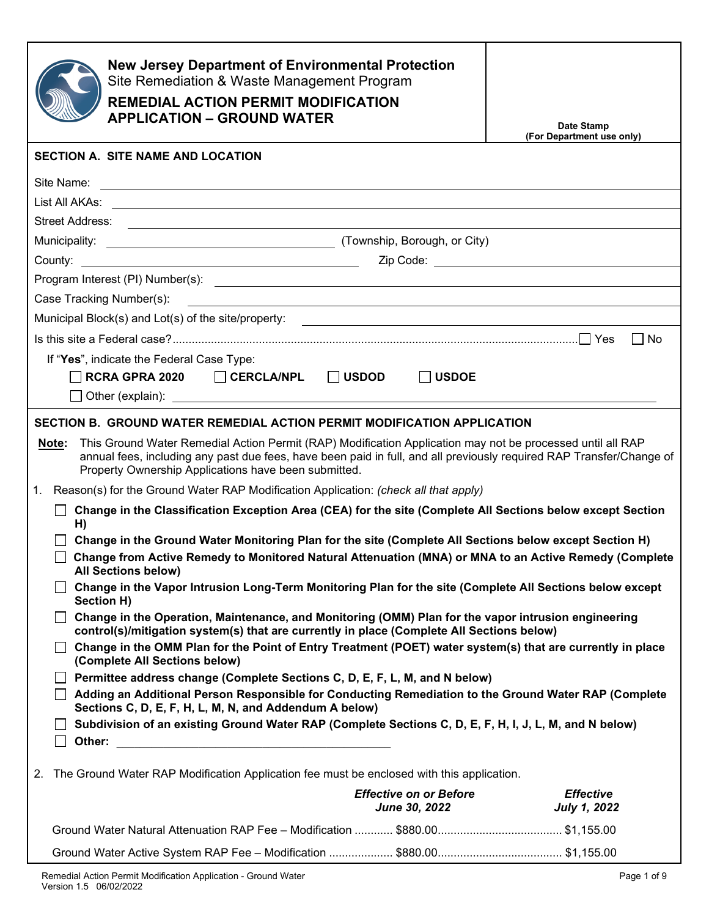# New Jersey Department of Environmental Protection

Site Remediation & Waste Management Program

## REMEDIAL ACTION PERMIT MODIFICATION APPLICATION – GROUND WATER

Date Stamp
(For Department use only)

### SECTION A. SITE NAME AND LOCATION

Site Name: ______________________________

List All AKAs: ______________________________

Street Address: ______________________________

Municipality: ______________________________ (Township, Borough, or City)

County: ______________________________ Zip Code: ______________________________

Program Interest (PI) Number(s): ______________________________

Case Tracking Number(s): ______________________________

Municipal Block(s) and Lot(s) of the site/property: ______________________________

Is this site a Federal case?.............................................................................................................................. ☐ Yes ☐ No

If "**Yes**", indicate the Federal Case Type:

☐ **RCRA GPRA 2020** ☐ **CERCLA/NPL** ☐ **USDOD** ☐ **USDOE**

☐ Other (explain): ______________________________

### SECTION B. GROUND WATER REMEDIAL ACTION PERMIT MODIFICATION APPLICATION

**Note:** This Ground Water Remedial Action Permit (RAP) Modification Application may not be processed until all RAP annual fees, including any past due fees, have been paid in full, and all previously required RAP Transfer/Change of Property Ownership Applications have been submitted.

1. Reason(s) for the Ground Water RAP Modification Application: *(check all that apply)*

   ☐ **Change in the Classification Exception Area (CEA) for the site (Complete All Sections below except Section H)**

   ☐ **Change in the Ground Water Monitoring Plan for the site (Complete All Sections below except Section H)**

   ☐ **Change from Active Remedy to Monitored Natural Attenuation (MNA) or MNA to an Active Remedy (Complete All Sections below)**

   ☐ **Change in the Vapor Intrusion Long-Term Monitoring Plan for the site (Complete All Sections below except Section H)**

   ☐ **Change in the Operation, Maintenance, and Monitoring (OMM) Plan for the vapor intrusion engineering control(s)/mitigation system(s) that are currently in place (Complete All Sections below)**

   ☐ **Change in the OMM Plan for the Point of Entry Treatment (POET) water system(s) that are currently in place (Complete All Sections below)**

   ☐ **Permittee address change (Complete Sections C, D, E, F, L, M, and N below)**

   ☐ **Adding an Additional Person Responsible for Conducting Remediation to the Ground Water RAP (Complete Sections C, D, E, F, H, L, M, N, and Addendum A below)**

   ☐ **Subdivision of an existing Ground Water RAP (Complete Sections C, D, E, F, H, I, J, L, M, and N below)**

   ☐ **Other:** ______________________________

2. The Ground Water RAP Modification Application fee must be enclosed with this application.

| | *Effective on or Before June 30, 2022* | *Effective July 1, 2022* |
|---|---|---|
| Ground Water Natural Attenuation RAP Fee – Modification | $880.00 | $1,155.00 |
| Ground Water Active System RAP Fee – Modification | $880.00 | $1,155.00 |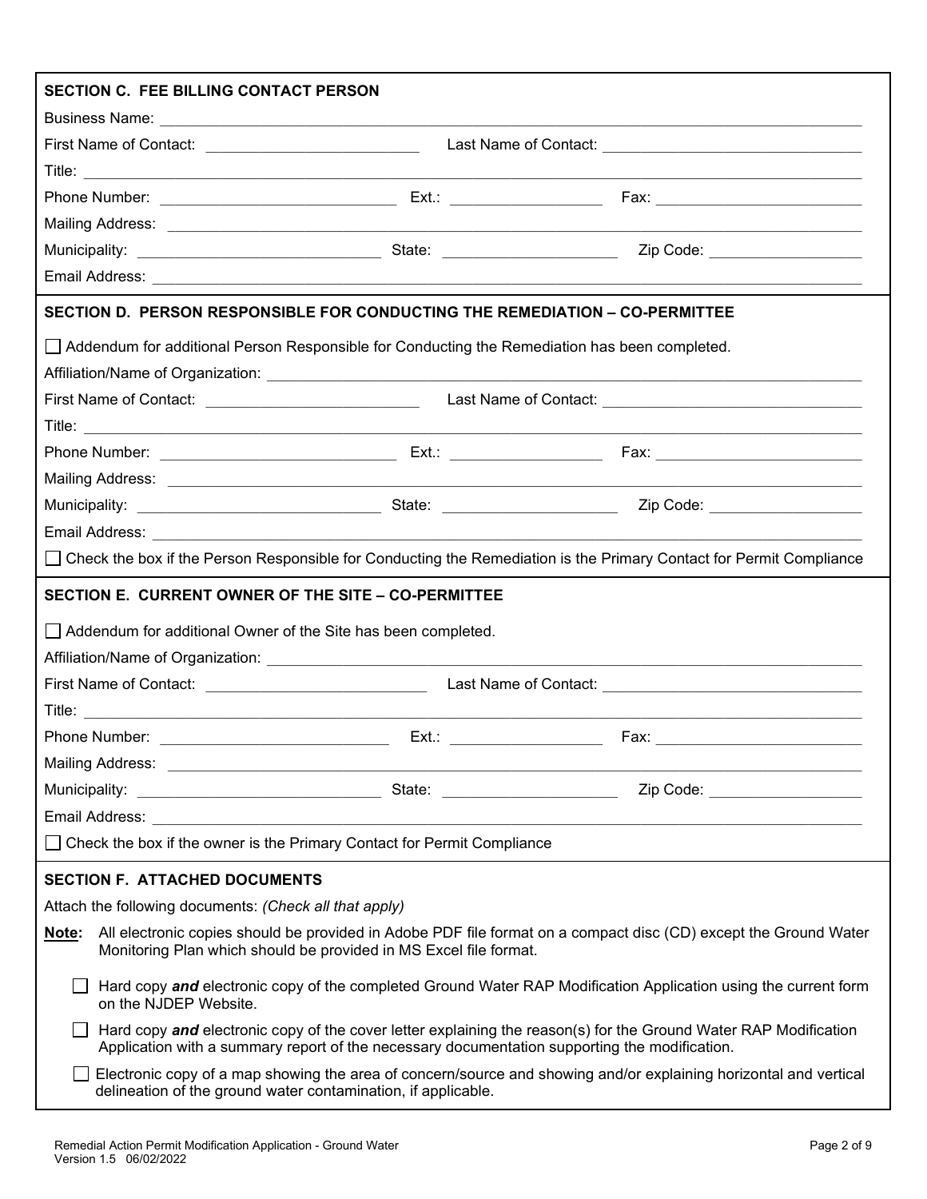## SECTION C. FEE BILLING CONTACT PERSON

Business Name: \_\_\_\_\_\_\_\_\_\_\_\_\_\_\_\_\_\_\_\_\_\_\_\_\_\_\_\_\_\_\_\_\_\_\_\_\_\_\_\_

First Name of Contact: \_\_\_\_\_\_\_\_\_\_\_\_\_\_\_\_\_\_\_\_ Last Name of Contact: \_\_\_\_\_\_\_\_\_\_\_\_\_\_\_\_\_\_\_\_

Title: \_\_\_\_\_\_\_\_\_\_\_\_\_\_\_\_\_\_\_\_\_\_\_\_\_\_\_\_\_\_\_\_\_\_\_\_\_\_\_\_

Phone Number: \_\_\_\_\_\_\_\_\_\_\_\_\_\_\_\_\_\_\_\_ Ext.: \_\_\_\_\_\_\_\_\_\_\_\_ Fax: \_\_\_\_\_\_\_\_\_\_\_\_\_\_\_\_\_\_\_\_

Mailing Address: \_\_\_\_\_\_\_\_\_\_\_\_\_\_\_\_\_\_\_\_\_\_\_\_\_\_\_\_\_\_\_\_\_\_\_\_\_\_\_\_

Municipality: \_\_\_\_\_\_\_\_\_\_\_\_\_\_\_\_\_\_\_\_ State: \_\_\_\_\_\_\_\_\_\_\_\_ Zip Code: \_\_\_\_\_\_\_\_\_\_\_\_

Email Address: \_\_\_\_\_\_\_\_\_\_\_\_\_\_\_\_\_\_\_\_\_\_\_\_\_\_\_\_\_\_\_\_\_\_\_\_\_\_\_\_

## SECTION D. PERSON RESPONSIBLE FOR CONDUCTING THE REMEDIATION – CO-PERMITTEE

☐ Addendum for additional Person Responsible for Conducting the Remediation has been completed.

Affiliation/Name of Organization: \_\_\_\_\_\_\_\_\_\_\_\_\_\_\_\_\_\_\_\_\_\_\_\_\_\_\_\_\_\_\_\_\_\_\_\_\_\_\_\_

First Name of Contact: \_\_\_\_\_\_\_\_\_\_\_\_\_\_\_\_\_\_\_\_ Last Name of Contact: \_\_\_\_\_\_\_\_\_\_\_\_\_\_\_\_\_\_\_\_

Title: \_\_\_\_\_\_\_\_\_\_\_\_\_\_\_\_\_\_\_\_\_\_\_\_\_\_\_\_\_\_\_\_\_\_\_\_\_\_\_\_

Phone Number: \_\_\_\_\_\_\_\_\_\_\_\_\_\_\_\_\_\_\_\_ Ext.: \_\_\_\_\_\_\_\_\_\_\_\_ Fax: \_\_\_\_\_\_\_\_\_\_\_\_\_\_\_\_\_\_\_\_

Mailing Address: \_\_\_\_\_\_\_\_\_\_\_\_\_\_\_\_\_\_\_\_\_\_\_\_\_\_\_\_\_\_\_\_\_\_\_\_\_\_\_\_

Municipality: \_\_\_\_\_\_\_\_\_\_\_\_\_\_\_\_\_\_\_\_ State: \_\_\_\_\_\_\_\_\_\_\_\_ Zip Code: \_\_\_\_\_\_\_\_\_\_\_\_

Email Address: \_\_\_\_\_\_\_\_\_\_\_\_\_\_\_\_\_\_\_\_\_\_\_\_\_\_\_\_\_\_\_\_\_\_\_\_\_\_\_\_

☐ Check the box if the Person Responsible for Conducting the Remediation is the Primary Contact for Permit Compliance

## SECTION E. CURRENT OWNER OF THE SITE – CO-PERMITTEE

☐ Addendum for additional Owner of the Site has been completed.

Affiliation/Name of Organization: \_\_\_\_\_\_\_\_\_\_\_\_\_\_\_\_\_\_\_\_\_\_\_\_\_\_\_\_\_\_\_\_\_\_\_\_\_\_\_\_

First Name of Contact: \_\_\_\_\_\_\_\_\_\_\_\_\_\_\_\_\_\_\_\_ Last Name of Contact: \_\_\_\_\_\_\_\_\_\_\_\_\_\_\_\_\_\_\_\_

Title: \_\_\_\_\_\_\_\_\_\_\_\_\_\_\_\_\_\_\_\_\_\_\_\_\_\_\_\_\_\_\_\_\_\_\_\_\_\_\_\_

Phone Number: \_\_\_\_\_\_\_\_\_\_\_\_\_\_\_\_\_\_\_\_ Ext.: \_\_\_\_\_\_\_\_\_\_\_\_ Fax: \_\_\_\_\_\_\_\_\_\_\_\_\_\_\_\_\_\_\_\_

Mailing Address: \_\_\_\_\_\_\_\_\_\_\_\_\_\_\_\_\_\_\_\_\_\_\_\_\_\_\_\_\_\_\_\_\_\_\_\_\_\_\_\_

Municipality: \_\_\_\_\_\_\_\_\_\_\_\_\_\_\_\_\_\_\_\_ State: \_\_\_\_\_\_\_\_\_\_\_\_ Zip Code: \_\_\_\_\_\_\_\_\_\_\_\_

Email Address: \_\_\_\_\_\_\_\_\_\_\_\_\_\_\_\_\_\_\_\_\_\_\_\_\_\_\_\_\_\_\_\_\_\_\_\_\_\_\_\_

☐ Check the box if the owner is the Primary Contact for Permit Compliance

## SECTION F. ATTACHED DOCUMENTS

Attach the following documents: *(Check all that apply)*

**Note:** All electronic copies should be provided in Adobe PDF file format on a compact disc (CD) except the Ground Water Monitoring Plan which should be provided in MS Excel file format.

- ☐ Hard copy ***and*** electronic copy of the completed Ground Water RAP Modification Application using the current form on the NJDEP Website.
- ☐ Hard copy ***and*** electronic copy of the cover letter explaining the reason(s) for the Ground Water RAP Modification Application with a summary report of the necessary documentation supporting the modification.
- ☐ Electronic copy of a map showing the area of concern/source and showing and/or explaining horizontal and vertical delineation of the ground water contamination, if applicable.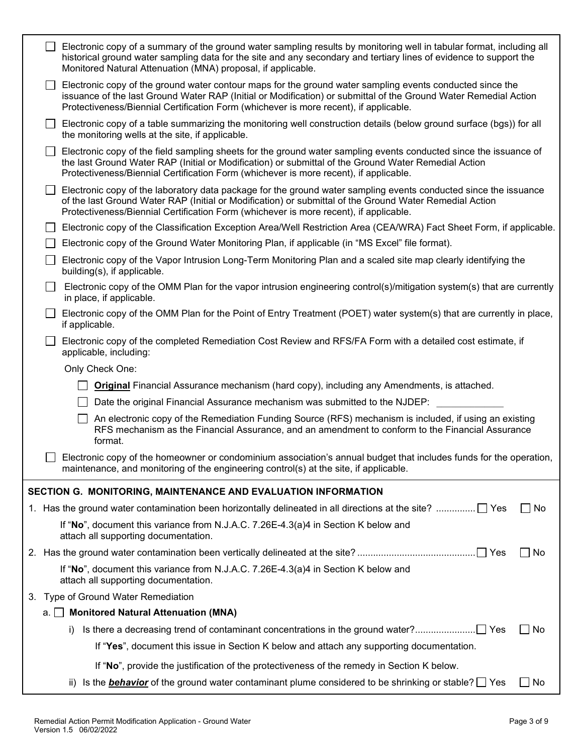- ☐ Electronic copy of a summary of the ground water sampling results by monitoring well in tabular format, including all historical ground water sampling data for the site and any secondary and tertiary lines of evidence to support the Monitored Natural Attenuation (MNA) proposal, if applicable.
- ☐ Electronic copy of the ground water contour maps for the ground water sampling events conducted since the issuance of the last Ground Water RAP (Initial or Modification) or submittal of the Ground Water Remedial Action Protectiveness/Biennial Certification Form (whichever is more recent), if applicable.
- ☐ Electronic copy of a table summarizing the monitoring well construction details (below ground surface (bgs)) for all the monitoring wells at the site, if applicable.
- ☐ Electronic copy of the field sampling sheets for the ground water sampling events conducted since the issuance of the last Ground Water RAP (Initial or Modification) or submittal of the Ground Water Remedial Action Protectiveness/Biennial Certification Form (whichever is more recent), if applicable.
- ☐ Electronic copy of the laboratory data package for the ground water sampling events conducted since the issuance of the last Ground Water RAP (Initial or Modification) or submittal of the Ground Water Remedial Action Protectiveness/Biennial Certification Form (whichever is more recent), if applicable.
- ☐ Electronic copy of the Classification Exception Area/Well Restriction Area (CEA/WRA) Fact Sheet Form, if applicable.
- ☐ Electronic copy of the Ground Water Monitoring Plan, if applicable (in "MS Excel" file format).
- ☐ Electronic copy of the Vapor Intrusion Long-Term Monitoring Plan and a scaled site map clearly identifying the building(s), if applicable.
- ☐ Electronic copy of the OMM Plan for the vapor intrusion engineering control(s)/mitigation system(s) that are currently in place, if applicable.
- ☐ Electronic copy of the OMM Plan for the Point of Entry Treatment (POET) water system(s) that are currently in place, if applicable.
- ☐ Electronic copy of the completed Remediation Cost Review and RFS/FA Form with a detailed cost estimate, if applicable, including:

  Only Check One:

  - ☐ **Original** Financial Assurance mechanism (hard copy), including any Amendments, is attached.
  - ☐ Date the original Financial Assurance mechanism was submitted to the NJDEP: ____________
  - ☐ An electronic copy of the Remediation Funding Source (RFS) mechanism is included, if using an existing RFS mechanism as the Financial Assurance, and an amendment to conform to the Financial Assurance format.
- ☐ Electronic copy of the homeowner or condominium association's annual budget that includes funds for the operation, maintenance, and monitoring of the engineering control(s) at the site, if applicable.

## SECTION G. MONITORING, MAINTENANCE AND EVALUATION INFORMATION

1. Has the ground water contamination been horizontally delineated in all directions at the site? .............. ☐ Yes ☐ No

   If "**No**", document this variance from N.J.A.C. 7.26E-4.3(a)4 in Section K below and attach all supporting documentation.

2. Has the ground water contamination been vertically delineated at the site? ............................................ ☐ Yes ☐ No

   If "**No**", document this variance from N.J.A.C. 7.26E-4.3(a)4 in Section K below and attach all supporting documentation.

3. Type of Ground Water Remediation

   a. ☐ **Monitored Natural Attenuation (MNA)**

      i) Is there a decreasing trend of contaminant concentrations in the ground water?....................... ☐ Yes ☐ No

         If "**Yes**", document this issue in Section K below and attach any supporting documentation.

         If "**No**", provide the justification of the protectiveness of the remedy in Section K below.

      ii) Is the ***behavior*** of the ground water contaminant plume considered to be shrinking or stable? ☐ Yes ☐ No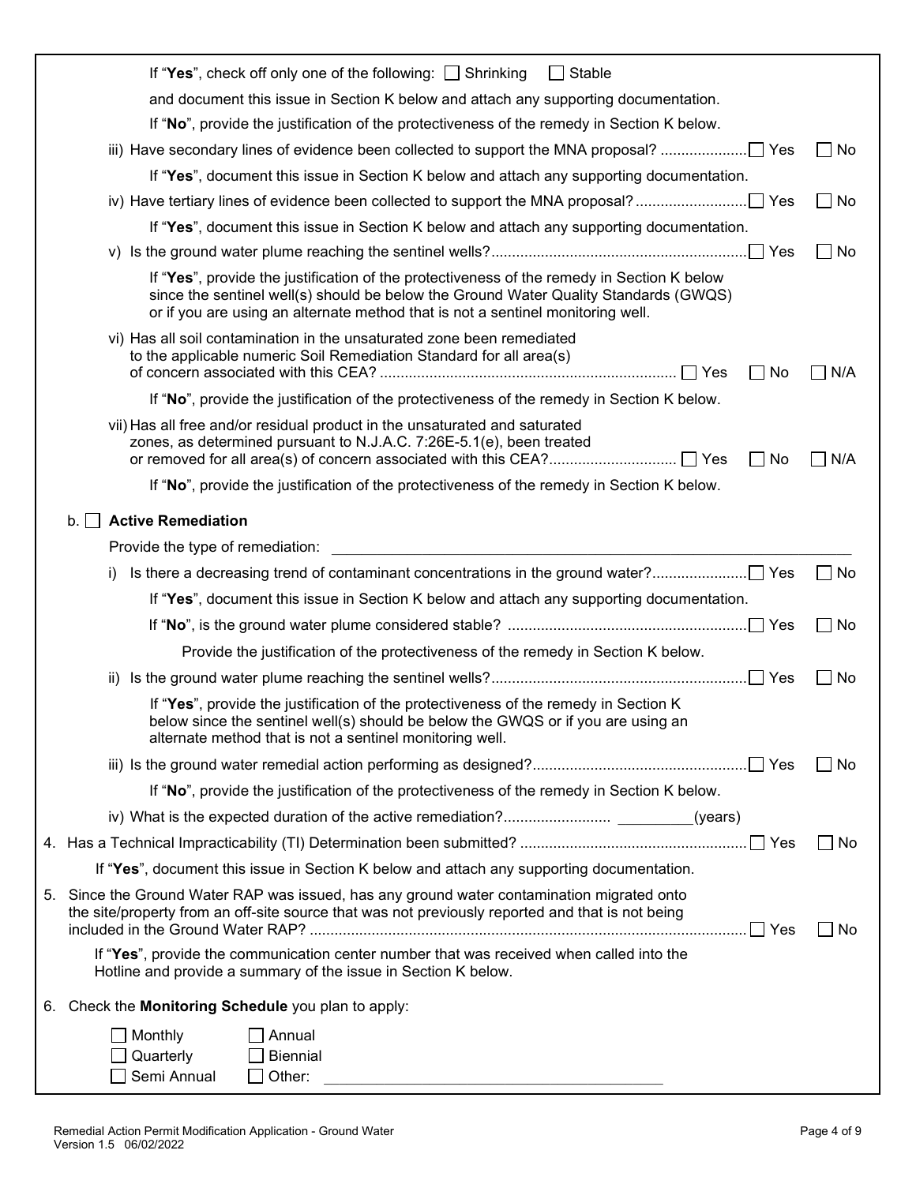If "**Yes**", check off only one of the following: ☐ Shrinking ☐ Stable

and document this issue in Section K below and attach any supporting documentation.

If "**No**", provide the justification of the protectiveness of the remedy in Section K below.

iii) Have secondary lines of evidence been collected to support the MNA proposal? .................... ☐ Yes ☐ No

If "**Yes**", document this issue in Section K below and attach any supporting documentation.

iv) Have tertiary lines of evidence been collected to support the MNA proposal? .......................... ☐ Yes ☐ No

If "**Yes**", document this issue in Section K below and attach any supporting documentation.

v) Is the ground water plume reaching the sentinel wells? ............................................................ ☐ Yes ☐ No

If "**Yes**", provide the justification of the protectiveness of the remedy in Section K below since the sentinel well(s) should be below the Ground Water Quality Standards (GWQS) or if you are using an alternate method that is not a sentinel monitoring well.

vi) Has all soil contamination in the unsaturated zone been remediated to the applicable numeric Soil Remediation Standard for all area(s) of concern associated with this CEA? ...................................................................... ☐ Yes ☐ No ☐ N/A

If "**No**", provide the justification of the protectiveness of the remedy in Section K below.

vii) Has all free and/or residual product in the unsaturated and saturated zones, as determined pursuant to N.J.A.C. 7:26E-5.1(e), been treated or removed for all area(s) of concern associated with this CEA? .............................. ☐ Yes ☐ No ☐ N/A

If "**No**", provide the justification of the protectiveness of the remedy in Section K below.

b. ☐ **Active Remediation**

Provide the type of remediation: ______________________________________________________________

i) Is there a decreasing trend of contaminant concentrations in the ground water? ...................... ☐ Yes ☐ No

If "**Yes**", document this issue in Section K below and attach any supporting documentation.

If "**No**", is the ground water plume considered stable? ......................................................... ☐ Yes ☐ No

Provide the justification of the protectiveness of the remedy in Section K below.

ii) Is the ground water plume reaching the sentinel wells? ............................................................ ☐ Yes ☐ No

If "**Yes**", provide the justification of the protectiveness of the remedy in Section K below since the sentinel well(s) should be below the GWQS or if you are using an alternate method that is not a sentinel monitoring well.

iii) Is the ground water remedial action performing as designed? .................................................. ☐ Yes ☐ No

If "**No**", provide the justification of the protectiveness of the remedy in Section K below.

iv) What is the expected duration of the active remediation? ......................... _________(years)

4. Has a Technical Impracticability (TI) Determination been submitted? ...................................................... ☐ Yes ☐ No

If "**Yes**", document this issue in Section K below and attach any supporting documentation.

5. Since the Ground Water RAP was issued, has any ground water contamination migrated onto the site/property from an off-site source that was not previously reported and that is not being included in the Ground Water RAP? ......................................................................................................... ☐ Yes ☐ No

If "**Yes**", provide the communication center number that was received when called into the Hotline and provide a summary of the issue in Section K below.

6. Check the **Monitoring Schedule** you plan to apply:

☐ Monthly ☐ Annual
☐ Quarterly ☐ Biennial
☐ Semi Annual ☐ Other: ________________________________________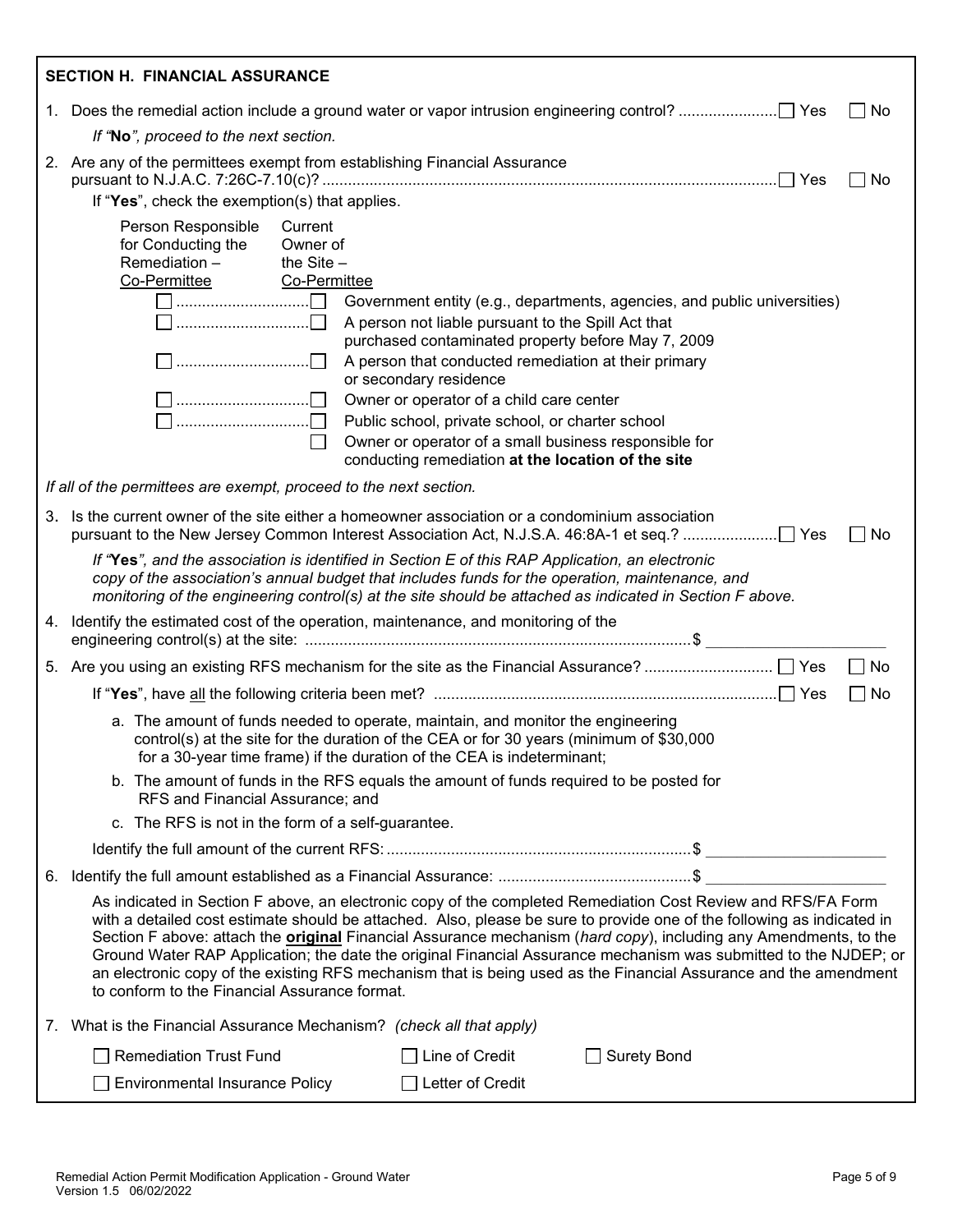## SECTION H. FINANCIAL ASSURANCE

1. Does the remedial action include a ground water or vapor intrusion engineering control? ☐ Yes ☐ No

   *If "**No**", proceed to the next section.*

2. Are any of the permittees exempt from establishing Financial Assurance pursuant to N.J.A.C. 7:26C-7.10(c)? ☐ Yes ☐ No

   If "**Yes**", check the exemption(s) that applies.

| Person Responsible for Conducting the Remediation – Co-Permittee | Current Owner of the Site – Co-Permittee | |
|---|---|---|
| ☐ | ☐ | Government entity (e.g., departments, agencies, and public universities) |
| ☐ | ☐ | A person not liable pursuant to the Spill Act that purchased contaminated property before May 7, 2009 |
| ☐ | ☐ | A person that conducted remediation at their primary or secondary residence |
| ☐ | ☐ | Owner or operator of a child care center |
| ☐ | ☐ | Public school, private school, or charter school |
| | ☐ | Owner or operator of a small business responsible for conducting remediation **at the location of the site** |

*If all of the permittees are exempt, proceed to the next section.*

3. Is the current owner of the site either a homeowner association or a condominium association pursuant to the New Jersey Common Interest Association Act, N.J.S.A. 46:8A-1 et seq.? ☐ Yes ☐ No

   *If "**Yes**", and the association is identified in Section E of this RAP Application, an electronic copy of the association's annual budget that includes funds for the operation, maintenance, and monitoring of the engineering control(s) at the site should be attached as indicated in Section F above.*

4. Identify the estimated cost of the operation, maintenance, and monitoring of the engineering control(s) at the site: $ ____________________

5. Are you using an existing RFS mechanism for the site as the Financial Assurance? ☐ Yes ☐ No

   If "**Yes**", have all the following criteria been met? ☐ Yes ☐ No

   a. The amount of funds needed to operate, maintain, and monitor the engineering control(s) at the site for the duration of the CEA or for 30 years (minimum of $30,000 for a 30-year time frame) if the duration of the CEA is indeterminant;

   b. The amount of funds in the RFS equals the amount of funds required to be posted for RFS and Financial Assurance; and

   c. The RFS is not in the form of a self-guarantee.

   Identify the full amount of the current RFS: $ ____________________

6. Identify the full amount established as a Financial Assurance: $ ____________________

   As indicated in Section F above, an electronic copy of the completed Remediation Cost Review and RFS/FA Form with a detailed cost estimate should be attached. Also, please be sure to provide one of the following as indicated in Section F above: attach the **original** Financial Assurance mechanism (*hard copy*), including any Amendments, to the Ground Water RAP Application; the date the original Financial Assurance mechanism was submitted to the NJDEP; or an electronic copy of the existing RFS mechanism that is being used as the Financial Assurance and the amendment to conform to the Financial Assurance format.

7. What is the Financial Assurance Mechanism? *(check all that apply)*

   ☐ Remediation Trust Fund ☐ Line of Credit ☐ Surety Bond

   ☐ Environmental Insurance Policy ☐ Letter of Credit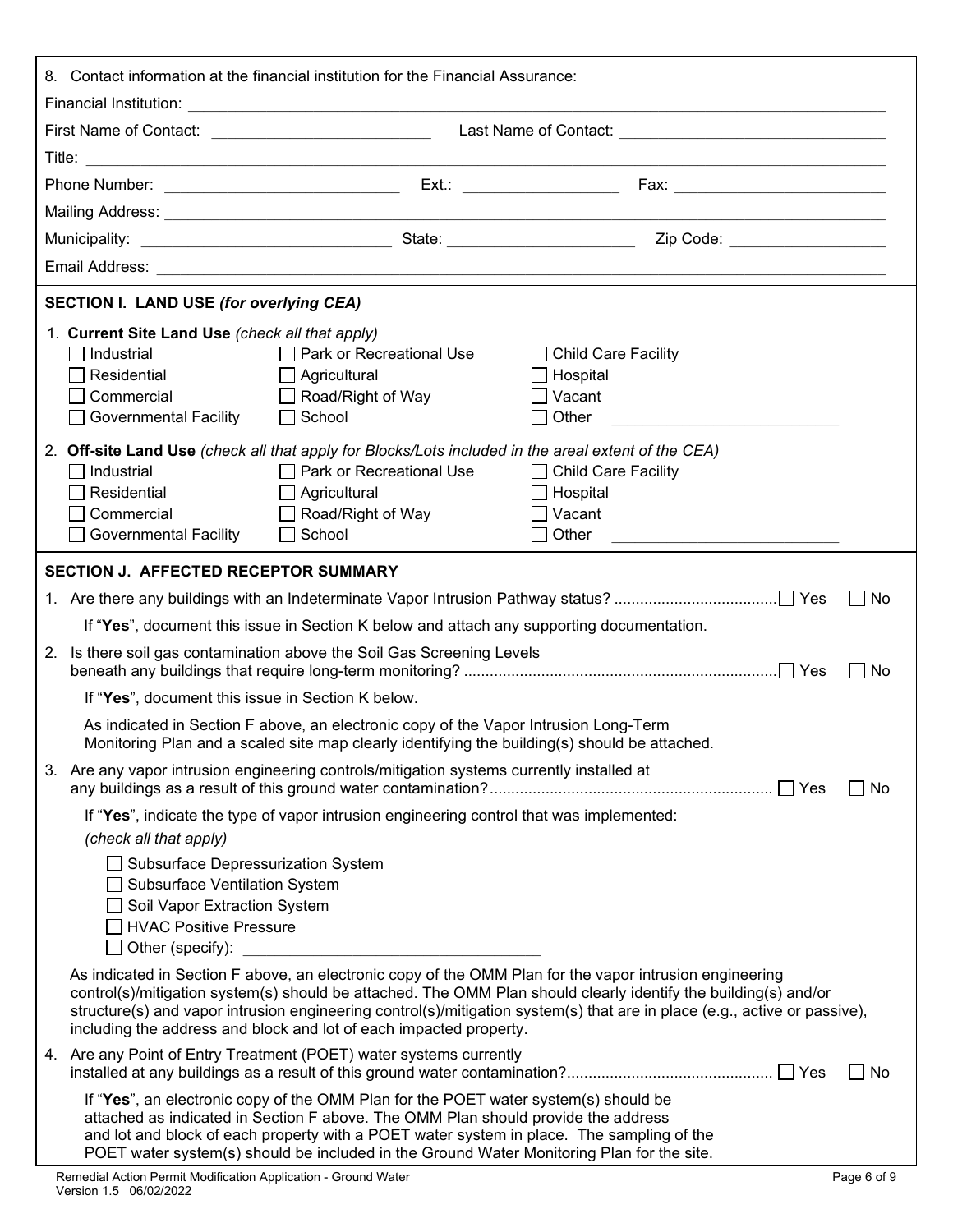8. Contact information at the financial institution for the Financial Assurance:

Financial Institution: ______________________________

First Name of Contact: ______________________ Last Name of Contact: ______________________

Title: ______________________________

Phone Number: ______________________ Ext.: ______________ Fax: ______________________

Mailing Address: ______________________________

Municipality: ______________________ State: ______________________ Zip Code: ______________

Email Address: ______________________________

## SECTION I. LAND USE *(for overlying CEA)*

1. **Current Site Land Use** *(check all that apply)*

- ☐ Industrial
- ☐ Residential
- ☐ Commercial
- ☐ Governmental Facility
- ☐ Park or Recreational Use
- ☐ Agricultural
- ☐ Road/Right of Way
- ☐ School
- ☐ Child Care Facility
- ☐ Hospital
- ☐ Vacant
- ☐ Other ______________________

2. **Off-site Land Use** *(check all that apply for Blocks/Lots included in the areal extent of the CEA)*

- ☐ Industrial
- ☐ Residential
- ☐ Commercial
- ☐ Governmental Facility
- ☐ Park or Recreational Use
- ☐ Agricultural
- ☐ Road/Right of Way
- ☐ School
- ☐ Child Care Facility
- ☐ Hospital
- ☐ Vacant
- ☐ Other ______________________

## SECTION J. AFFECTED RECEPTOR SUMMARY

1. Are there any buildings with an Indeterminate Vapor Intrusion Pathway status? ............ ☐ Yes ☐ No

   If "**Yes**", document this issue in Section K below and attach any supporting documentation.

2. Is there soil gas contamination above the Soil Gas Screening Levels beneath any buildings that require long-term monitoring? ............ ☐ Yes ☐ No

   If "**Yes**", document this issue in Section K below.

   As indicated in Section F above, an electronic copy of the Vapor Intrusion Long-Term Monitoring Plan and a scaled site map clearly identifying the building(s) should be attached.

3. Are any vapor intrusion engineering controls/mitigation systems currently installed at any buildings as a result of this ground water contamination? ............ ☐ Yes ☐ No

   If "**Yes**", indicate the type of vapor intrusion engineering control that was implemented:
   *(check all that apply)*

   - ☐ Subsurface Depressurization System
   - ☐ Subsurface Ventilation System
   - ☐ Soil Vapor Extraction System
   - ☐ HVAC Positive Pressure
   - ☐ Other (specify): ______________________

   As indicated in Section F above, an electronic copy of the OMM Plan for the vapor intrusion engineering control(s)/mitigation system(s) should be attached. The OMM Plan should clearly identify the building(s) and/or structure(s) and vapor intrusion engineering control(s)/mitigation system(s) that are in place (e.g., active or passive), including the address and block and lot of each impacted property.

4. Are any Point of Entry Treatment (POET) water systems currently installed at any buildings as a result of this ground water contamination? ............ ☐ Yes ☐ No

   If "**Yes**", an electronic copy of the OMM Plan for the POET water system(s) should be attached as indicated in Section F above. The OMM Plan should provide the address and lot and block of each property with a POET water system in place. The sampling of the POET water system(s) should be included in the Ground Water Monitoring Plan for the site.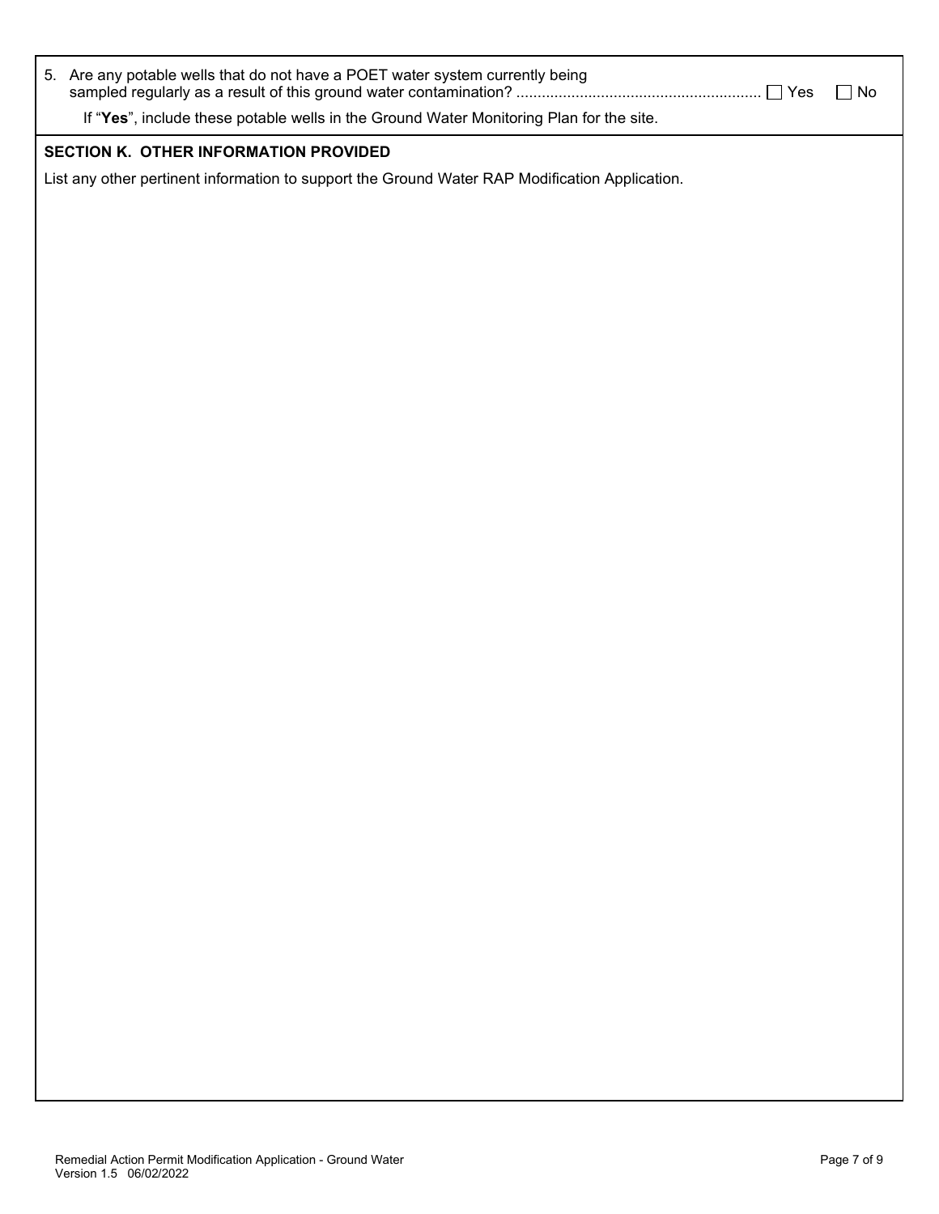5. Are any potable wells that do not have a POET water system currently being sampled regularly as a result of this ground water contamination? ........................................................ ☐ Yes ☐ No

   If "**Yes**", include these potable wells in the Ground Water Monitoring Plan for the site.

## SECTION K. OTHER INFORMATION PROVIDED

List any other pertinent information to support the Ground Water RAP Modification Application.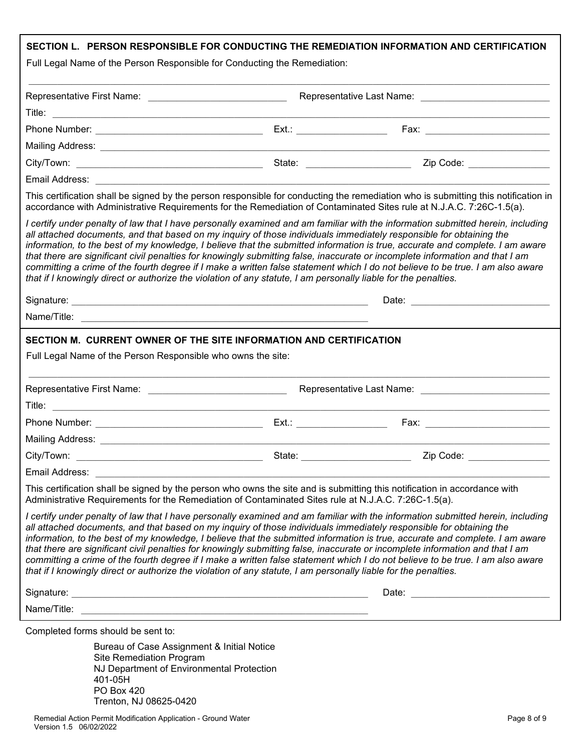## SECTION L. PERSON RESPONSIBLE FOR CONDUCTING THE REMEDIATION INFORMATION AND CERTIFICATION

Full Legal Name of the Person Responsible for Conducting the Remediation:

______________________________________________________________________________

Representative First Name: ____________________ Representative Last Name: ____________________

Title: ______________________________________________________________________________

Phone Number: ____________________ Ext.: ____________ Fax: ____________________

Mailing Address: ______________________________________________________________________

City/Town: ____________________ State: ____________ Zip Code: ____________

Email Address: ______________________________________________________________________

This certification shall be signed by the person responsible for conducting the remediation who is submitting this notification in accordance with Administrative Requirements for the Remediation of Contaminated Sites rule at N.J.A.C. 7:26C-1.5(a).

*I certify under penalty of law that I have personally examined and am familiar with the information submitted herein, including all attached documents, and that based on my inquiry of those individuals immediately responsible for obtaining the information, to the best of my knowledge, I believe that the submitted information is true, accurate and complete. I am aware that there are significant civil penalties for knowingly submitting false, inaccurate or incomplete information and that I am committing a crime of the fourth degree if I make a written false statement which I do not believe to be true. I am also aware that if I knowingly direct or authorize the violation of any statute, I am personally liable for the penalties.*

Signature: ________________________________________ Date: ____________________

Name/Title: ________________________________________

## SECTION M. CURRENT OWNER OF THE SITE INFORMATION AND CERTIFICATION

Full Legal Name of the Person Responsible who owns the site:

______________________________________________________________________________

Representative First Name: ____________________ Representative Last Name: ____________________

Title: ______________________________________________________________________________

Phone Number: ____________________ Ext.: ____________ Fax: ____________________

Mailing Address: ______________________________________________________________________

City/Town: ____________________ State: ____________ Zip Code: ____________

Email Address: ______________________________________________________________________

This certification shall be signed by the person who owns the site and is submitting this notification in accordance with Administrative Requirements for the Remediation of Contaminated Sites rule at N.J.A.C. 7:26C-1.5(a).

*I certify under penalty of law that I have personally examined and am familiar with the information submitted herein, including all attached documents, and that based on my inquiry of those individuals immediately responsible for obtaining the information, to the best of my knowledge, I believe that the submitted information is true, accurate and complete. I am aware that there are significant civil penalties for knowingly submitting false, inaccurate or incomplete information and that I am committing a crime of the fourth degree if I make a written false statement which I do not believe to be true. I am also aware that if I knowingly direct or authorize the violation of any statute, I am personally liable for the penalties.*

Signature: ________________________________________ Date: ____________________

Name/Title: ________________________________________

Completed forms should be sent to:

Bureau of Case Assignment & Initial Notice
Site Remediation Program
NJ Department of Environmental Protection
401-05H
PO Box 420
Trenton, NJ 08625-0420

Remedial Action Permit Modification Application - Ground Water
Version 1.5 06/02/2022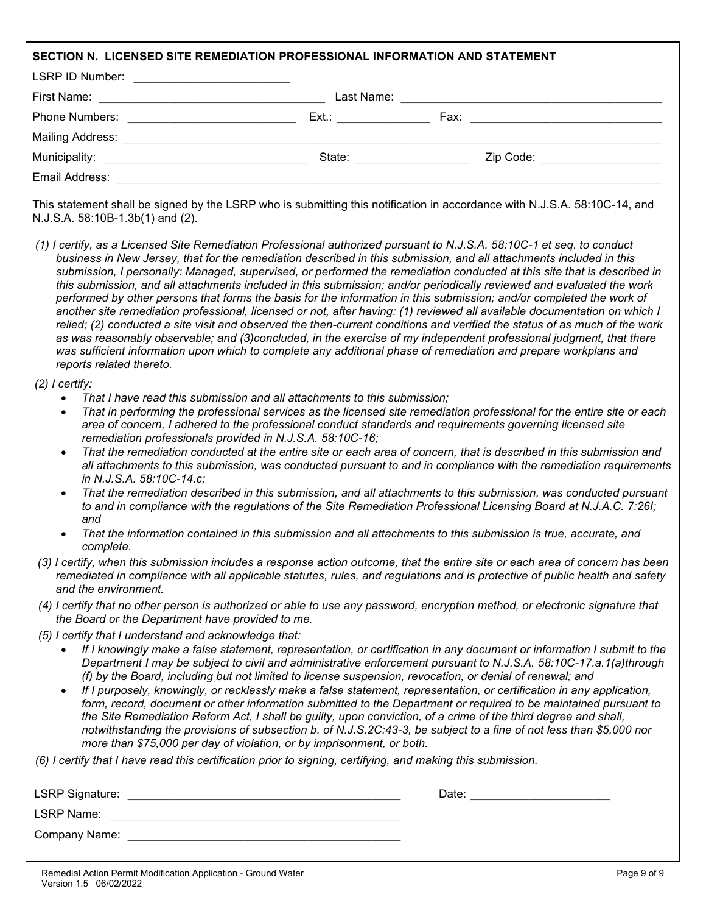## SECTION N. LICENSED SITE REMEDIATION PROFESSIONAL INFORMATION AND STATEMENT

LSRP ID Number: ________________________

First Name: ________________________ Last Name: ________________________

Phone Numbers: ________________________ Ext.: ______________ Fax: ________________________

Mailing Address: ________________________________________________

Municipality: ________________________ State: ______________ Zip Code: ______________

Email Address: ________________________________________________

This statement shall be signed by the LSRP who is submitting this notification in accordance with N.J.S.A. 58:10C-14, and N.J.S.A. 58:10B-1.3b(1) and (2).

*(1) I certify, as a Licensed Site Remediation Professional authorized pursuant to N.J.S.A. 58:10C-1 et seq. to conduct business in New Jersey, that for the remediation described in this submission, and all attachments included in this submission, I personally: Managed, supervised, or performed the remediation conducted at this site that is described in this submission, and all attachments included in this submission; and/or periodically reviewed and evaluated the work performed by other persons that forms the basis for the information in this submission; and/or completed the work of another site remediation professional, licensed or not, after having: (1) reviewed all available documentation on which I relied; (2) conducted a site visit and observed the then-current conditions and verified the status of as much of the work as was reasonably observable; and (3)concluded, in the exercise of my independent professional judgment, that there was sufficient information upon which to complete any additional phase of remediation and prepare workplans and reports related thereto.*

*(2) I certify:*

- *That I have read this submission and all attachments to this submission;*
- *That in performing the professional services as the licensed site remediation professional for the entire site or each area of concern, I adhered to the professional conduct standards and requirements governing licensed site remediation professionals provided in N.J.S.A. 58:10C-16;*
- *That the remediation conducted at the entire site or each area of concern, that is described in this submission and all attachments to this submission, was conducted pursuant to and in compliance with the remediation requirements in N.J.S.A. 58:10C-14.c;*
- *That the remediation described in this submission, and all attachments to this submission, was conducted pursuant to and in compliance with the regulations of the Site Remediation Professional Licensing Board at N.J.A.C. 7:26I; and*
- *That the information contained in this submission and all attachments to this submission is true, accurate, and complete.*

*(3) I certify, when this submission includes a response action outcome, that the entire site or each area of concern has been remediated in compliance with all applicable statutes, rules, and regulations and is protective of public health and safety and the environment.*

*(4) I certify that no other person is authorized or able to use any password, encryption method, or electronic signature that the Board or the Department have provided to me.*

*(5) I certify that I understand and acknowledge that:*

- *If I knowingly make a false statement, representation, or certification in any document or information I submit to the Department I may be subject to civil and administrative enforcement pursuant to N.J.S.A. 58:10C-17.a.1(a)through (f) by the Board, including but not limited to license suspension, revocation, or denial of renewal; and*
- *If I purposely, knowingly, or recklessly make a false statement, representation, or certification in any application, form, record, document or other information submitted to the Department or required to be maintained pursuant to the Site Remediation Reform Act, I shall be guilty, upon conviction, of a crime of the third degree and shall, notwithstanding the provisions of subsection b. of N.J.S.2C:43-3, be subject to a fine of not less than $5,000 nor more than $75,000 per day of violation, or by imprisonment, or both.*

*(6) I certify that I have read this certification prior to signing, certifying, and making this submission.*

LSRP Signature: ________________________ Date: ______________

LSRP Name: ________________________

Company Name: ________________________

Remedial Action Permit Modification Application - Ground Water
Version 1.5 06/02/2022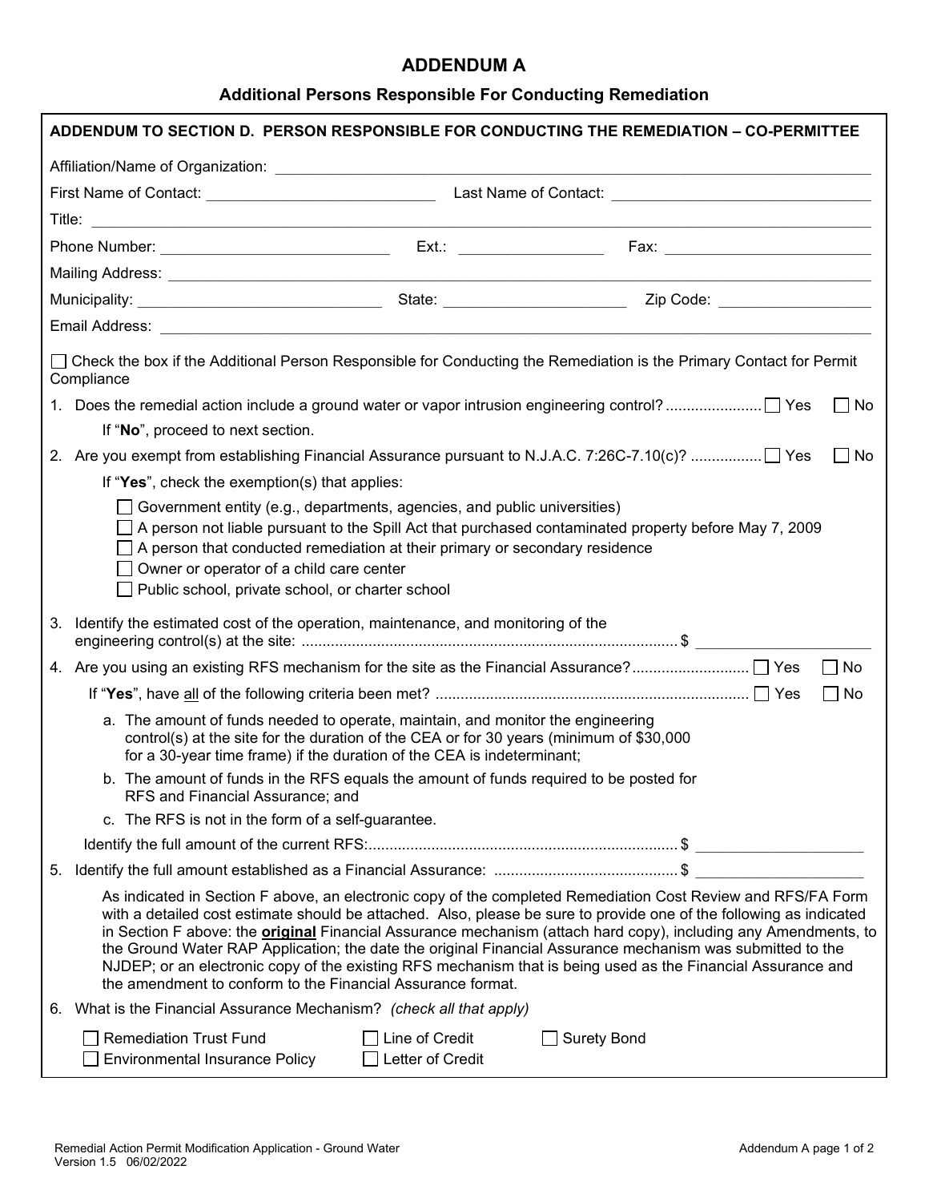# ADDENDUM A

## Additional Persons Responsible For Conducting Remediation

**ADDENDUM TO SECTION D. PERSON RESPONSIBLE FOR CONDUCTING THE REMEDIATION – CO-PERMITTEE**

Affiliation/Name of Organization: ______________________________

First Name of Contact: ____________________ Last Name of Contact: ____________________

Title: ______________________________

Phone Number: ____________________ Ext.: __________ Fax: ____________________

Mailing Address: ______________________________

Municipality: ____________________ State: ____________________ Zip Code: ______________

Email Address: ______________________________

☐ Check the box if the Additional Person Responsible for Conducting the Remediation is the Primary Contact for Permit Compliance

1. Does the remedial action include a ground water or vapor intrusion engineering control? ....................... ☐ Yes ☐ No

   If "**No**", proceed to next section.

2. Are you exempt from establishing Financial Assurance pursuant to N.J.A.C. 7:26C-7.10(c)? ................. ☐ Yes ☐ No

   If "**Yes**", check the exemption(s) that applies:

   ☐ Government entity (e.g., departments, agencies, and public universities)
   ☐ A person not liable pursuant to the Spill Act that purchased contaminated property before May 7, 2009
   ☐ A person that conducted remediation at their primary or secondary residence
   ☐ Owner or operator of a child care center
   ☐ Public school, private school, or charter school

3. Identify the estimated cost of the operation, maintenance, and monitoring of the engineering control(s) at the site: ......................................................................................... $ ____________________

4. Are you using an existing RFS mechanism for the site as the Financial Assurance? ............................ ☐ Yes ☐ No

   If "**Yes**", have all of the following criteria been met? .......................................................................... ☐ Yes ☐ No

   a. The amount of funds needed to operate, maintain, and monitor the engineering control(s) at the site for the duration of the CEA or for 30 years (minimum of $30,000 for a 30-year time frame) if the duration of the CEA is indeterminant;
   b. The amount of funds in the RFS equals the amount of funds required to be posted for RFS and Financial Assurance; and
   c. The RFS is not in the form of a self-guarantee.

   Identify the full amount of the current RFS:......................................................................... $ ____________________

5. Identify the full amount established as a Financial Assurance: ........................................... $ ____________________

   As indicated in Section F above, an electronic copy of the completed Remediation Cost Review and RFS/FA Form with a detailed cost estimate should be attached. Also, please be sure to provide one of the following as indicated in Section F above: the **original** Financial Assurance mechanism (attach hard copy), including any Amendments, to the Ground Water RAP Application; the date the original Financial Assurance mechanism was submitted to the NJDEP; or an electronic copy of the existing RFS mechanism that is being used as the Financial Assurance and the amendment to conform to the Financial Assurance format.

6. What is the Financial Assurance Mechanism? *(check all that apply)*

   ☐ Remediation Trust Fund ☐ Line of Credit ☐ Surety Bond
   ☐ Environmental Insurance Policy ☐ Letter of Credit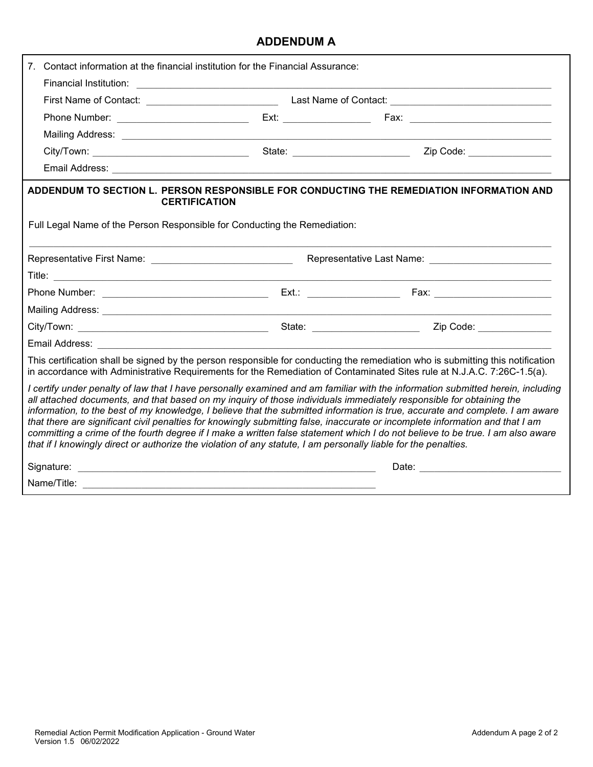## ADDENDUM A

7. Contact information at the financial institution for the Financial Assurance:

   Financial Institution: ____________________

   First Name of Contact: ____________________ Last Name of Contact: ____________________

   Phone Number: ____________________ Ext: ____________ Fax: ____________________

   Mailing Address: ____________________

   City/Town: ____________________ State: ____________________ Zip Code: ____________

   Email Address: ____________________

**ADDENDUM TO SECTION L. PERSON RESPONSIBLE FOR CONDUCTING THE REMEDIATION INFORMATION AND CERTIFICATION**

Full Legal Name of the Person Responsible for Conducting the Remediation:

____________________

Representative First Name: ____________________ Representative Last Name: ____________________

Title: ____________________

Phone Number: ____________________ Ext.: ____________ Fax: ____________________

Mailing Address: ____________________

City/Town: ____________________ State: ____________________ Zip Code: ____________

Email Address: ____________________

This certification shall be signed by the person responsible for conducting the remediation who is submitting this notification in accordance with Administrative Requirements for the Remediation of Contaminated Sites rule at N.J.A.C. 7:26C-1.5(a).

*I certify under penalty of law that I have personally examined and am familiar with the information submitted herein, including all attached documents, and that based on my inquiry of those individuals immediately responsible for obtaining the information, to the best of my knowledge, I believe that the submitted information is true, accurate and complete. I am aware that there are significant civil penalties for knowingly submitting false, inaccurate or incomplete information and that I am committing a crime of the fourth degree if I make a written false statement which I do not believe to be true. I am also aware that if I knowingly direct or authorize the violation of any statute, I am personally liable for the penalties.*

Signature: ____________________ Date: ____________________

Name/Title: ____________________

Remedial Action Permit Modification Application - Ground Water
Version 1.5 06/02/2022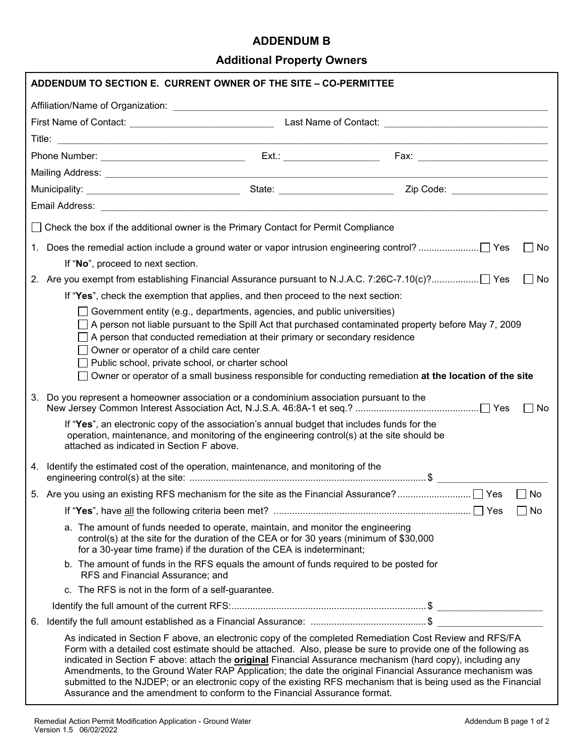# ADDENDUM B

## Additional Property Owners

**ADDENDUM TO SECTION E. CURRENT OWNER OF THE SITE – CO-PERMITTEE**

Affiliation/Name of Organization: ______________________________

First Name of Contact: ____________________ Last Name of Contact: ____________________

Title: ______________________________

Phone Number: ____________________ Ext.: ______________ Fax: ____________________

Mailing Address: ______________________________

Municipality: ____________________ State: ______________ Zip Code: ______________

Email Address: ______________________________

☐ Check the box if the additional owner is the Primary Contact for Permit Compliance

1. Does the remedial action include a ground water or vapor intrusion engineering control? ....................... ☐ Yes ☐ No

   If "**No**", proceed to next section.

2. Are you exempt from establishing Financial Assurance pursuant to N.J.A.C. 7:26C-7.10(c)?................. ☐ Yes ☐ No

   If "**Yes**", check the exemption that applies, and then proceed to the next section:

   ☐ Government entity (e.g., departments, agencies, and public universities)
   ☐ A person not liable pursuant to the Spill Act that purchased contaminated property before May 7, 2009
   ☐ A person that conducted remediation at their primary or secondary residence
   ☐ Owner or operator of a child care center
   ☐ Public school, private school, or charter school
   ☐ Owner or operator of a small business responsible for conducting remediation **at the location of the site**

3. Do you represent a homeowner association or a condominium association pursuant to the New Jersey Common Interest Association Act, N.J.S.A. 46:8A-1 et seq.? .............................................. ☐ Yes ☐ No

   If "**Yes**", an electronic copy of the association's annual budget that includes funds for the operation, maintenance, and monitoring of the engineering control(s) at the site should be attached as indicated in Section F above.

4. Identify the estimated cost of the operation, maintenance, and monitoring of the engineering control(s) at the site: ......................................................................................... $ ____________________

5. Are you using an existing RFS mechanism for the site as the Financial Assurance? ........................... ☐ Yes ☐ No

   If "**Yes**", have all the following criteria been met? .......................................................................... ☐ Yes ☐ No

   a. The amount of funds needed to operate, maintain, and monitor the engineering control(s) at the site for the duration of the CEA or for 30 years (minimum of $30,000 for a 30-year time frame) if the duration of the CEA is indeterminant;
   b. The amount of funds in the RFS equals the amount of funds required to be posted for RFS and Financial Assurance; and
   c. The RFS is not in the form of a self-guarantee.

   Identify the full amount of the current RFS:......................................................................... $ ____________________

6. Identify the full amount established as a Financial Assurance: ........................................... $ ____________________

   As indicated in Section F above, an electronic copy of the completed Remediation Cost Review and RFS/FA Form with a detailed cost estimate should be attached. Also, please be sure to provide one of the following as indicated in Section F above: attach the **original** Financial Assurance mechanism (hard copy), including any Amendments, to the Ground Water RAP Application; the date the original Financial Assurance mechanism was submitted to the NJDEP; or an electronic copy of the existing RFS mechanism that is being used as the Financial Assurance and the amendment to conform to the Financial Assurance format.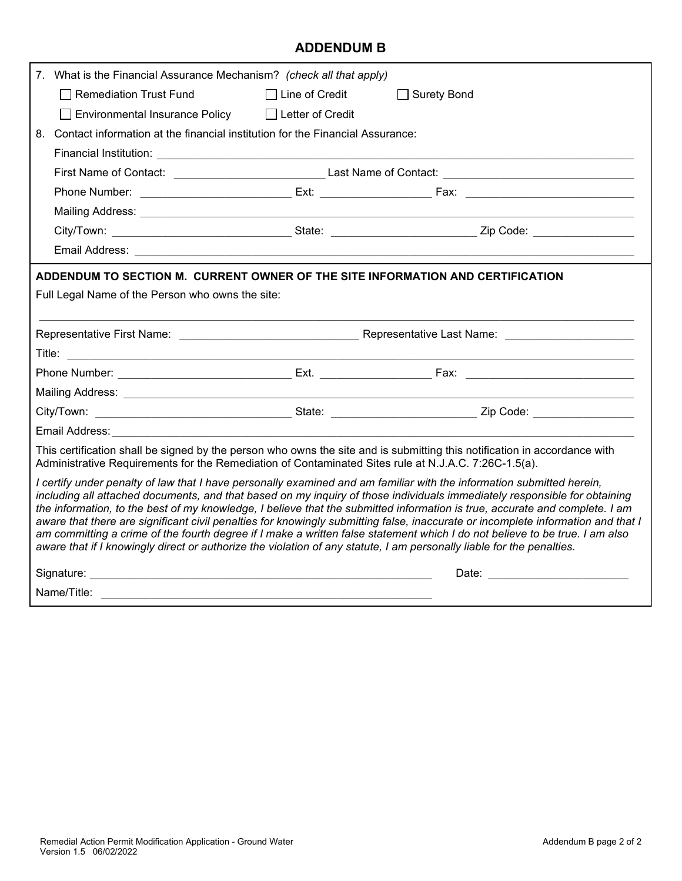## ADDENDUM B

7. What is the Financial Assurance Mechanism? *(check all that apply)*

   ☐ Remediation Trust Fund ☐ Line of Credit ☐ Surety Bond

   ☐ Environmental Insurance Policy ☐ Letter of Credit

8. Contact information at the financial institution for the Financial Assurance:

   Financial Institution: \_\_\_\_\_\_\_\_\_\_\_\_\_\_\_\_\_\_\_\_

   First Name of Contact: \_\_\_\_\_\_\_\_\_\_\_\_ Last Name of Contact: \_\_\_\_\_\_\_\_\_\_\_\_

   Phone Number: \_\_\_\_\_\_\_\_\_\_\_\_ Ext: \_\_\_\_\_\_\_\_ Fax: \_\_\_\_\_\_\_\_\_\_\_\_

   Mailing Address: \_\_\_\_\_\_\_\_\_\_\_\_\_\_\_\_\_\_\_\_

   City/Town: \_\_\_\_\_\_\_\_\_\_\_\_ State: \_\_\_\_\_\_\_\_\_\_\_\_ Zip Code: \_\_\_\_\_\_\_\_

   Email Address: \_\_\_\_\_\_\_\_\_\_\_\_\_\_\_\_\_\_\_\_

**ADDENDUM TO SECTION M. CURRENT OWNER OF THE SITE INFORMATION AND CERTIFICATION**

Full Legal Name of the Person who owns the site:

\_\_\_\_\_\_\_\_\_\_\_\_\_\_\_\_\_\_\_\_\_\_\_\_\_\_\_\_\_\_\_\_\_\_\_\_\_\_\_\_

Representative First Name: \_\_\_\_\_\_\_\_\_\_\_\_ Representative Last Name: \_\_\_\_\_\_\_\_\_\_\_\_

Title: \_\_\_\_\_\_\_\_\_\_\_\_\_\_\_\_\_\_\_\_

Phone Number: \_\_\_\_\_\_\_\_\_\_\_\_ Ext. \_\_\_\_\_\_\_\_ Fax: \_\_\_\_\_\_\_\_\_\_\_\_

Mailing Address: \_\_\_\_\_\_\_\_\_\_\_\_\_\_\_\_\_\_\_\_

City/Town: \_\_\_\_\_\_\_\_\_\_\_\_ State: \_\_\_\_\_\_\_\_\_\_\_\_ Zip Code: \_\_\_\_\_\_\_\_

Email Address: \_\_\_\_\_\_\_\_\_\_\_\_\_\_\_\_\_\_\_\_

This certification shall be signed by the person who owns the site and is submitting this notification in accordance with Administrative Requirements for the Remediation of Contaminated Sites rule at N.J.A.C. 7:26C-1.5(a).

*I certify under penalty of law that I have personally examined and am familiar with the information submitted herein, including all attached documents, and that based on my inquiry of those individuals immediately responsible for obtaining the information, to the best of my knowledge, I believe that the submitted information is true, accurate and complete. I am aware that there are significant civil penalties for knowingly submitting false, inaccurate or incomplete information and that I am committing a crime of the fourth degree if I make a written false statement which I do not believe to be true. I am also aware that if I knowingly direct or authorize the violation of any statute, I am personally liable for the penalties.*

Signature: \_\_\_\_\_\_\_\_\_\_\_\_\_\_\_\_\_\_\_\_ Date: \_\_\_\_\_\_\_\_\_\_\_\_

Name/Title: \_\_\_\_\_\_\_\_\_\_\_\_\_\_\_\_\_\_\_\_

Remedial Action Permit Modification Application - Ground Water
Version 1.5 06/02/2022